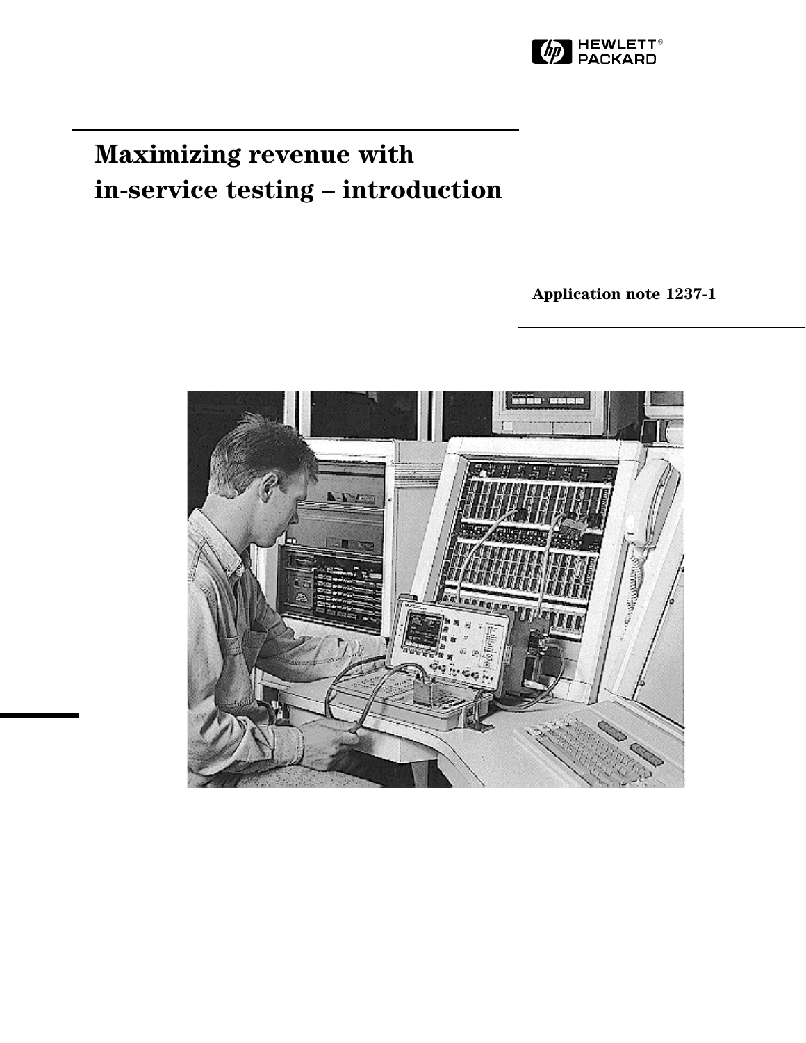HEWLETT PACKARD

# Maximizing revenue with in-service testing – introduction

**Application note 1237-1**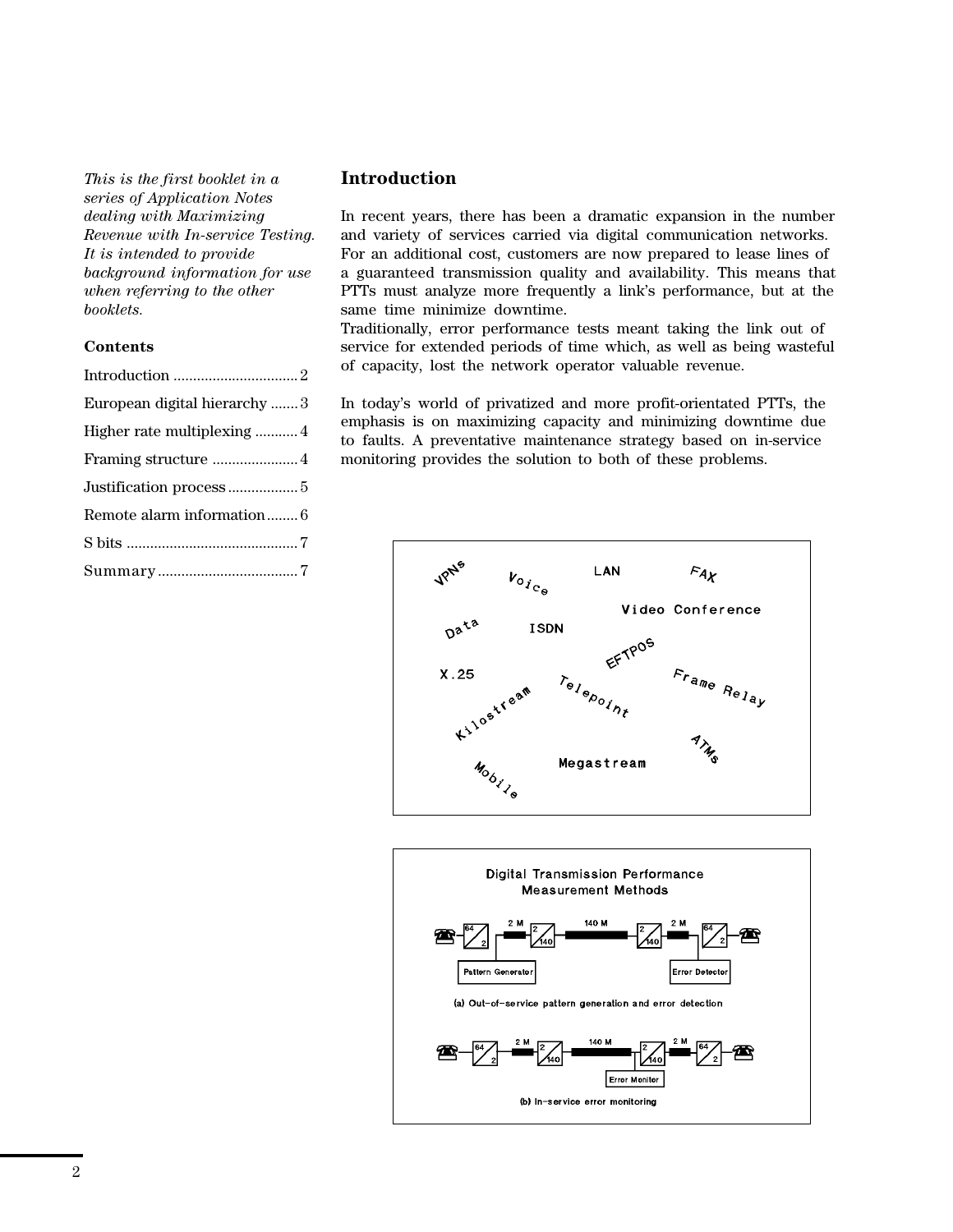*This is the first booklet in a series of Application Notes dealing with Maximizing Revenue with In-service Testing. It is intended to provide background information for use when referring to the other booklets.*

**Contents**

Introduction ................................ 2

European digital hierarchy ....... 3

Higher rate multiplexing ........... 4

Framing structure ...................... 4

Justification process .................. 5

Remote alarm information ........ 6

S bits ............................................ 7

Summary .................................... 7

## Introduction

In recent years, there has been a dramatic expansion in the number and variety of services carried via digital communication networks. For an additional cost, customers are now prepared to lease lines of a guaranteed transmission quality and availability. This means that PTTs must analyze more frequently a link's performance, but at the same time minimize downtime.
Traditionally, error performance tests meant taking the link out of service for extended periods of time which, as well as being wasteful of capacity, lost the network operator valuable revenue.

In today's world of privatized and more profit-orientated PTTs, the emphasis is on maximizing capacity and minimizing downtime due to faults. A preventative maintenance strategy based on in-service monitoring provides the solution to both of these problems.

VPNs Voice LAN FAX Video Conference Data ISDN EFTPOS X.25 Telepoint Frame Relay Kilostream ATMs Mobile Megastream

Digital Transmission Performance Measurement Methods

(a) Out-of-service pattern generation and error detection

(b) In-service error monitoring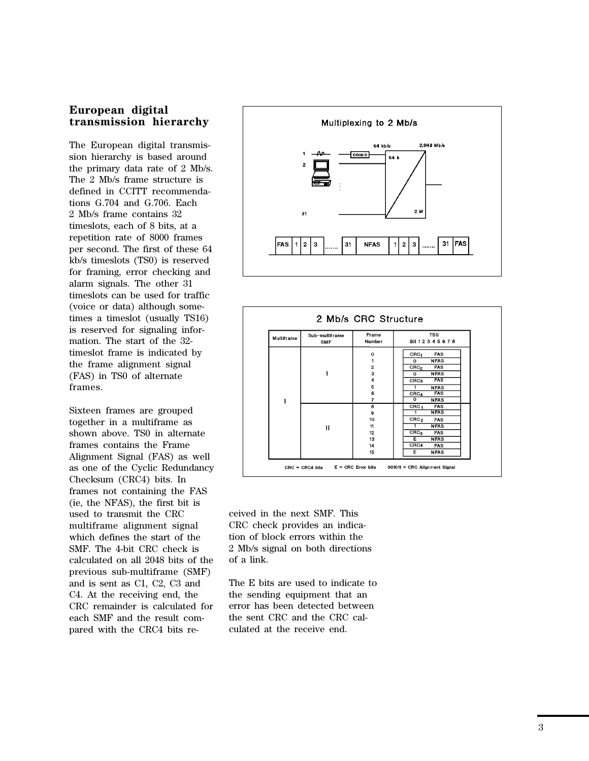## European digital transmission hierarchy

The European digital transmission hierarchy is based around the primary data rate of 2 Mb/s. The 2 Mb/s frame structure is defined in CCITT recommendations G.704 and G.706. Each 2 Mb/s frame contains 32 timeslots, each of 8 bits, at a repetition rate of 8000 frames per second. The first of these 64 kb/s timeslots (TS0) is reserved for framing, error checking and alarm signals. The other 31 timeslots can be used for traffic (voice or data) although sometimes a timeslot (usually TS16) is reserved for signaling information. The start of the 32-timeslot frame is indicated by the frame alignment signal (FAS) in TS0 of alternate frames.

Sixteen frames are grouped together in a multiframe as shown above. TS0 in alternate frames contains the Frame Alignment Signal (FAS) as well as one of the Cyclic Redundancy Checksum (CRC4) bits. In frames not containing the FAS (ie, the NFAS), the first bit is used to transmit the CRC multiframe alignment signal which defines the start of the SMF. The 4-bit CRC check is calculated on all 2048 bits of the previous sub-multiframe (SMF) and is sent as C1, C2, C3 and C4. At the receiving end, the CRC remainder is calculated for each SMF and the result compared with the CRC4 bits received in the next SMF. This CRC check provides an indication of block errors within the 2 Mb/s signal on both directions of a link.

The E bits are used to indicate to the sending equipment that an error has been detected between the sent CRC and the CRC calculated at the receive end.

**Multiplexing to 2 Mb/s**

| FAS | 1 | 2 | 3 | ....... | 31 | NFAS | 1 | 2 | 3 | ....... | 31 | FAS |
|---|---|---|---|---|---|---|---|---|---|---|---|---|

**2 Mb/s CRC Structure**

| Multiframe | Sub-multiframe SMF | Frame Number | TS0 Bit 1 2 3 4 5 6 7 8 |
|---|---|---|---|
| I | I | 0 | $CRC_1$ FAS |
| | | 1 | 0 NFAS |
| | | 2 | $CRC_2$ FAS |
| | | 3 | 0 NFAS |
| | | 4 | $CRC_3$ FAS |
| | | 5 | 1 NFAS |
| | | 6 | $CRC_4$ FAS |
| | | 7 | 0 NFAS |
| | II | 8 | $CRC_1$ FAS |
| | | 9 | 1 NFAS |
| | | 10 | $CRC_2$ FAS |
| | | 11 | 1 NFAS |
| | | 12 | $CRC_3$ FAS |
| | | 13 | E NFAS |
| | | 14 | CRC4 FAS |
| | | 15 | E NFAS |

CRC = CRC4 bits E = CRC Error bits 001011 = CRC Alignment Signal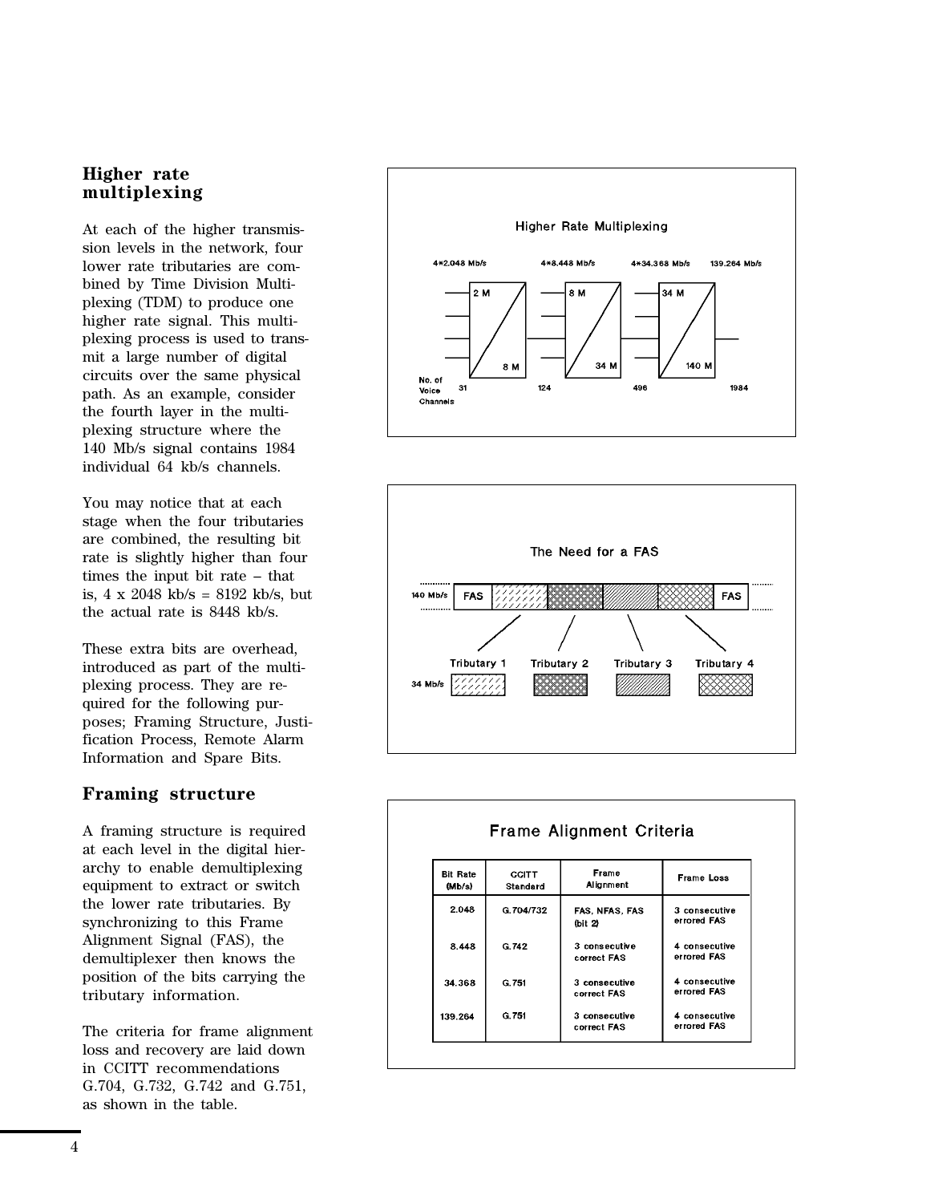## Higher rate multiplexing

At each of the higher transmission levels in the network, four lower rate tributaries are combined by Time Division Multiplexing (TDM) to produce one higher rate signal. This multiplexing process is used to transmit a large number of digital circuits over the same physical path. As an example, consider the fourth layer in the multiplexing structure where the 140 Mb/s signal contains 1984 individual 64 kb/s channels.

You may notice that at each stage when the four tributaries are combined, the resulting bit rate is slightly higher than four times the input bit rate – that is, 4 x 2048 kb/s = 8192 kb/s, but the actual rate is 8448 kb/s.

These extra bits are overhead, introduced as part of the multiplexing process. They are required for the following purposes; Framing Structure, Justification Process, Remote Alarm Information and Spare Bits.

## Framing structure

A framing structure is required at each level in the digital hierarchy to enable demultiplexing equipment to extract or switch the lower rate tributaries. By synchronizing to this Frame Alignment Signal (FAS), the demultiplexer then knows the position of the bits carrying the tributary information.

The criteria for frame alignment loss and recovery are laid down in CCITT recommendations G.704, G.732, G.742 and G.751, as shown in the table.

**Higher Rate Multiplexing**

| | 4*2.048 Mb/s | 4*8.448 Mb/s | 4*34.368 Mb/s | 139.264 Mb/s |
|---|---|---|---|---|
| Multiplexer | 2 M / 8 M | 8 M / 34 M | 34 M / 140 M | |
| No. of Voice Channels | 31 | 124 | 496 | 1984 |

**The Need for a FAS**

140 Mb/s: FAS | Tributary 1 | Tributary 2 | Tributary 3 | Tributary 4 | FAS

34 Mb/s: Tributary 1, Tributary 2, Tributary 3, Tributary 4

**Frame Alignment Criteria**

| Bit Rate (Mb/s) | CCITT Standard | Frame Alignment | Frame Loss |
|---|---|---|---|
| 2.048 | G.704/732 | FAS, NFAS, FAS (bit 2) | 3 consecutive errored FAS |
| 8.448 | G.742 | 3 consecutive correct FAS | 4 consecutive errored FAS |
| 34.368 | G.751 | 3 consecutive correct FAS | 4 consecutive errored FAS |
| 139.264 | G.751 | 3 consecutive correct FAS | 4 consecutive errored FAS |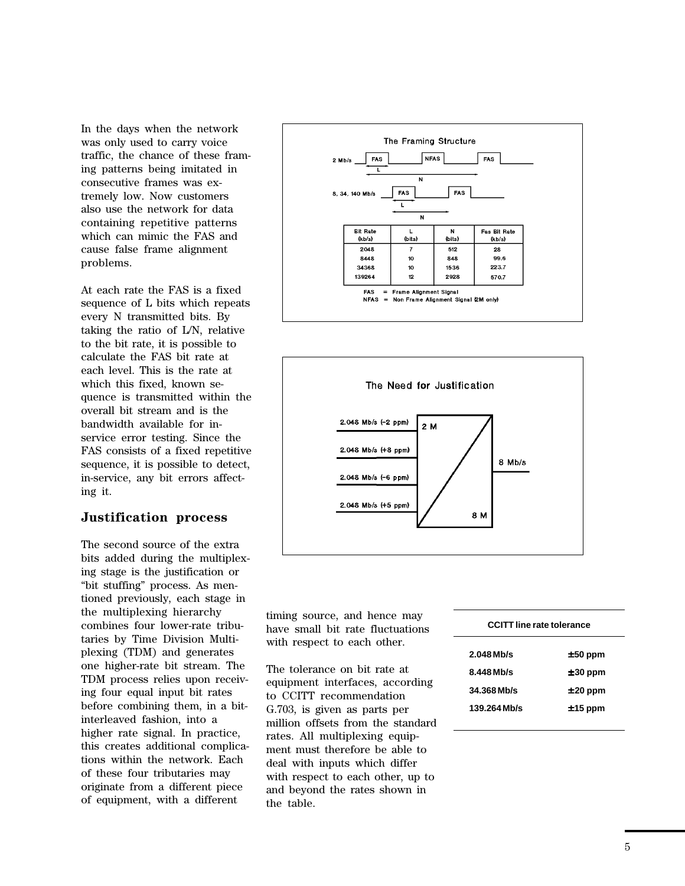In the days when the network was only used to carry voice traffic, the chance of these framing patterns being imitated in consecutive frames was extremely low. Now customers also use the network for data containing repetitive patterns which can mimic the FAS and cause false frame alignment problems.

At each rate the FAS is a fixed sequence of L bits which repeats every N transmitted bits. By taking the ratio of L/N, relative to the bit rate, it is possible to calculate the FAS bit rate at each level. This is the rate at which this fixed, known sequence is transmitted within the overall bit stream and is the bandwidth available for in-service error testing. Since the FAS consists of a fixed repetitive sequence, it is possible to detect, in-service, any bit errors affecting it.

The Framing Structure

| Bit Rate (kb/s) | L (bits) | N (bits) | Fas Bit Rate (kb/s) |
|---|---|---|---|
| 2048 | 7 | 512 | 28 |
| 8448 | 10 | 848 | 99.6 |
| 34368 | 10 | 1536 | 223.7 |
| 139264 | 12 | 2928 | 570.7 |

FAS = Frame Alignment Signal
NFAS = Non Frame Alignment Signal (2M only)

## Justification process

The second source of the extra bits added during the multiplexing stage is the justification or "bit stuffing" process. As mentioned previously, each stage in the multiplexing hierarchy combines four lower-rate tributaries by Time Division Multiplexing (TDM) and generates one higher-rate bit stream. The TDM process relies upon receiving four equal input bit rates before combining them, in a bit-interleaved fashion, into a higher rate signal. In practice, this creates additional complications within the network. Each of these four tributaries may originate from a different piece of equipment, with a different timing source, and hence may have small bit rate fluctuations with respect to each other.

The tolerance on bit rate at equipment interfaces, according to CCITT recommendation G.703, is given as parts per million offsets from the standard rates. All multiplexing equipment must therefore be able to deal with inputs which differ with respect to each other, up to and beyond the rates shown in the table.

The Need for Justification

| CCITT line rate tolerance | |
|---|---|
| 2.048 Mb/s | ±50 ppm |
| 8.448 Mb/s | ±30 ppm |
| 34.368 Mb/s | ±20 ppm |
| 139.264 Mb/s | ±15 ppm |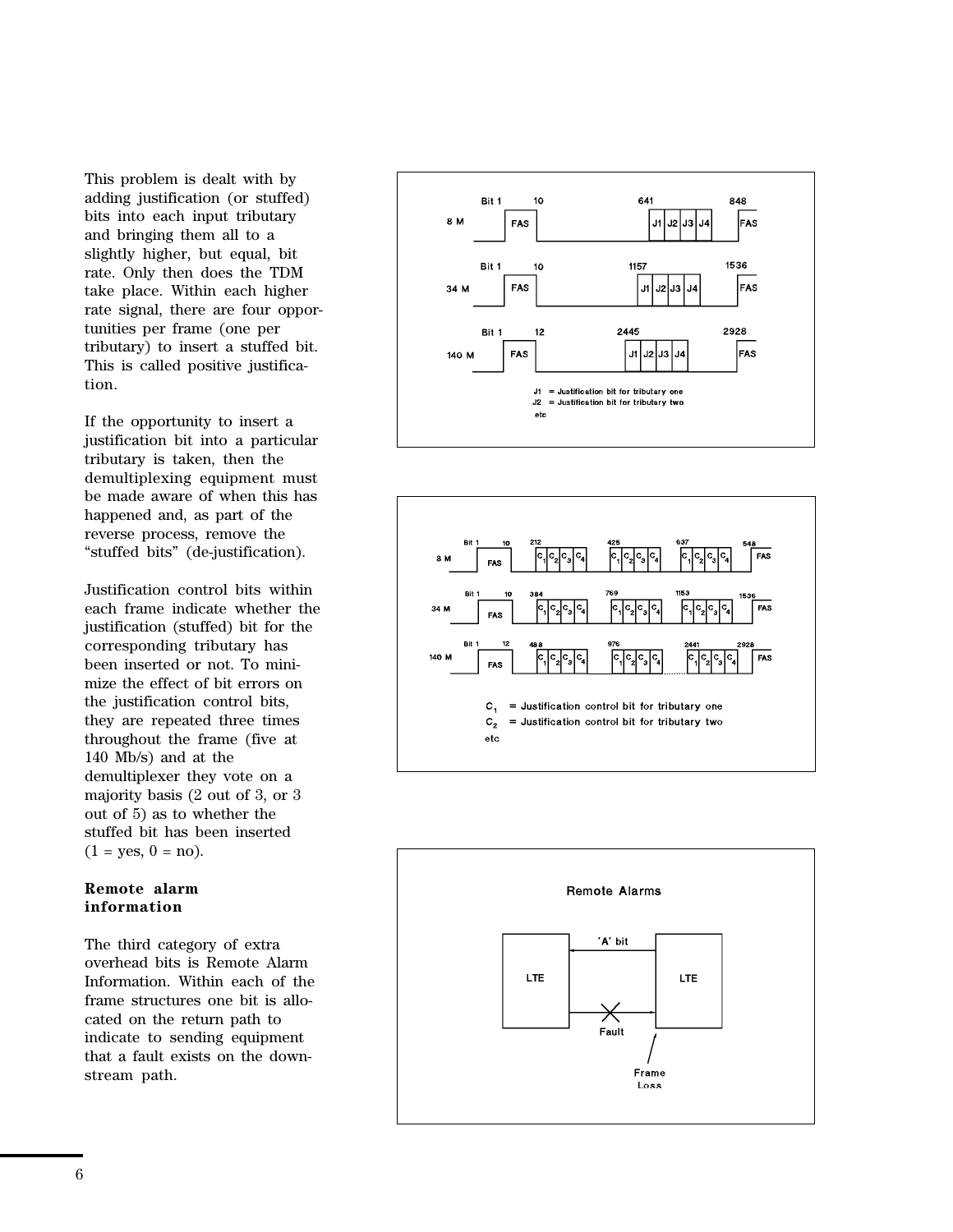This problem is dealt with by adding justification (or stuffed) bits into each input tributary and bringing them all to a slightly higher, but equal, bit rate. Only then does the TDM take place. Within each higher rate signal, there are four opportunities per frame (one per tributary) to insert a stuffed bit. This is called positive justification.

If the opportunity to insert a justification bit into a particular tributary is taken, then the demultiplexing equipment must be made aware of when this has happened and, as part of the reverse process, remove the "stuffed bits" (de-justification).

Justification control bits within each frame indicate whether the justification (stuffed) bit for the corresponding tributary has been inserted or not. To minimize the effect of bit errors on the justification control bits, they are repeated three times throughout the frame (five at 140 Mb/s) and at the demultiplexer they vote on a majority basis (2 out of 3, or 3 out of 5) as to whether the stuffed bit has been inserted (1 = yes, 0 = no).

**Remote alarm information**

The third category of extra overhead bits is Remote Alarm Information. Within each of the frame structures one bit is allocated on the return path to indicate to sending equipment that a fault exists on the downstream path.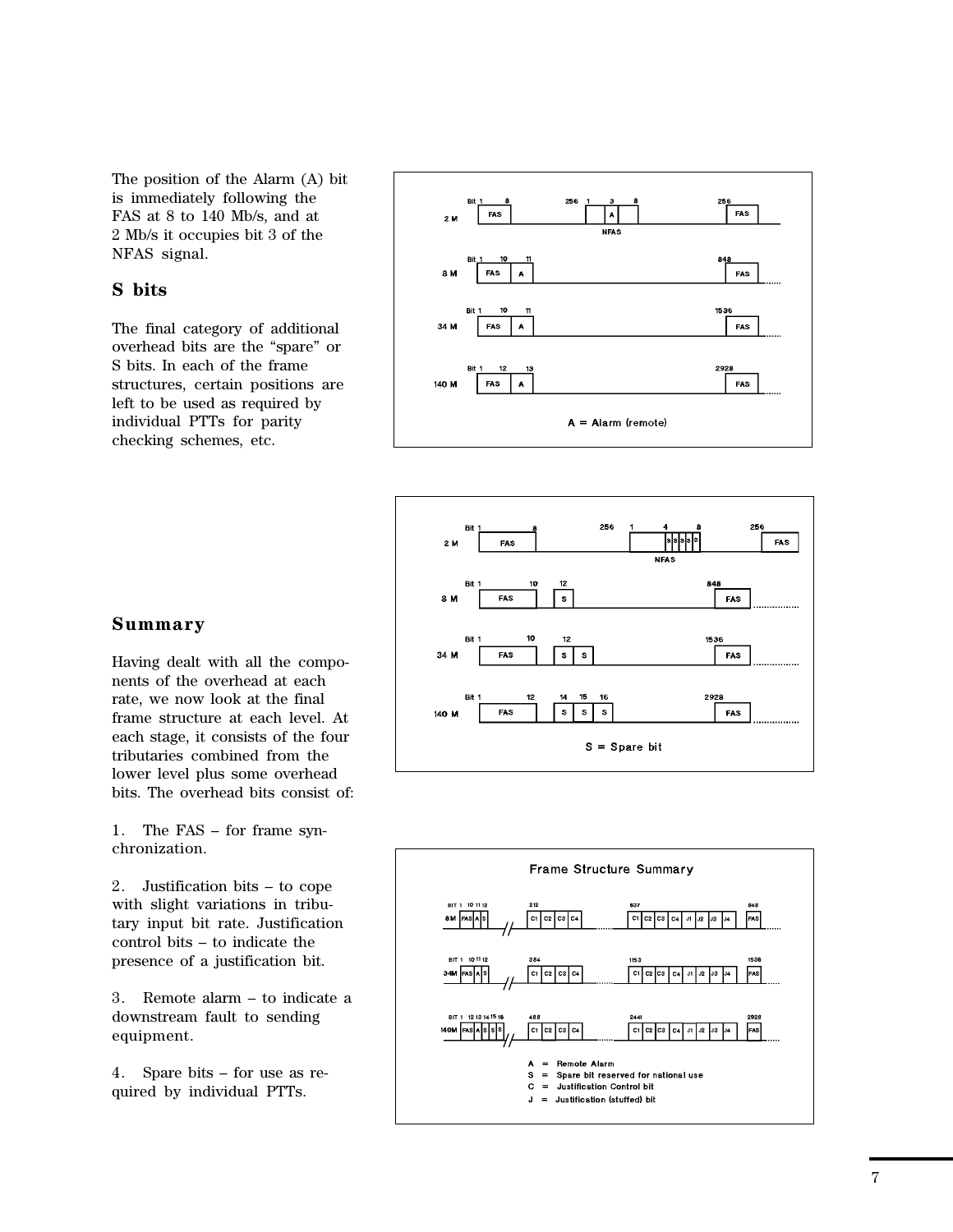The position of the Alarm (A) bit is immediately following the FAS at 8 to 140 Mb/s, and at 2 Mb/s it occupies bit 3 of the NFAS signal.

## S bits

The final category of additional overhead bits are the "spare" or S bits. In each of the frame structures, certain positions are left to be used as required by individual PTTs for parity checking schemes, etc.

## Summary

Having dealt with all the components of the overhead at each rate, we now look at the final frame structure at each level. At each stage, it consists of the four tributaries combined from the lower level plus some overhead bits. The overhead bits consist of:

1. The FAS – for frame synchronization.

2. Justification bits – to cope with slight variations in tributary input bit rate. Justification control bits – to indicate the presence of a justification bit.

3. Remote alarm – to indicate a downstream fault to sending equipment.

4. Spare bits – for use as required by individual PTTs.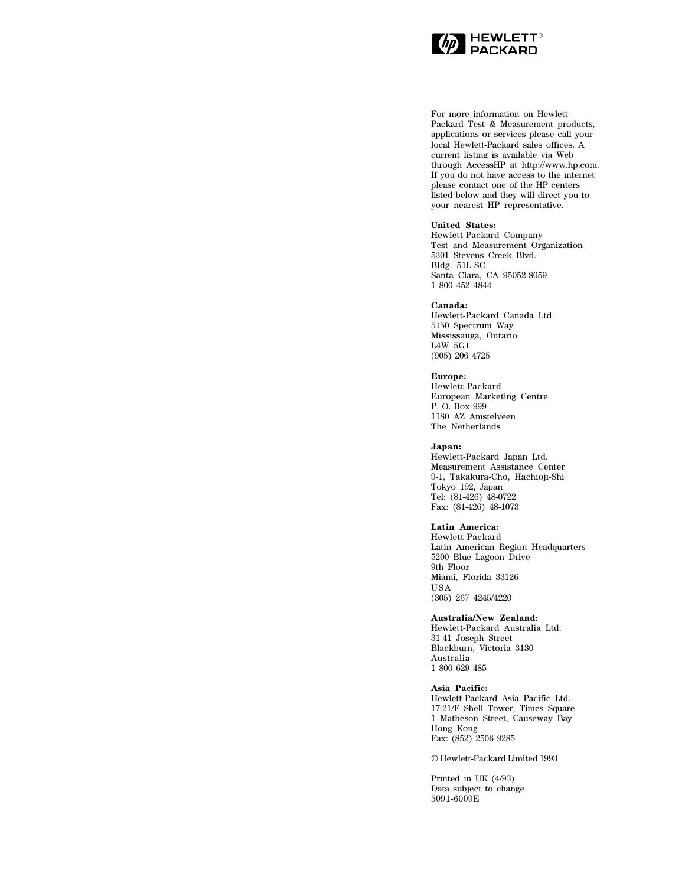HEWLETT® PACKARD

For more information on Hewlett-Packard Test & Measurement products, applications or services please call your local Hewlett-Packard sales offices. A current listing is available via Web through AccessHP at http://www.hp.com. If you do not have access to the internet please contact one of the HP centers listed below and they will direct you to your nearest HP representative.

**United States:**
Hewlett-Packard Company
Test and Measurement Organization
5301 Stevens Creek Blvd.
Bldg. 51L-SC
Santa Clara, CA 95052-8059
1 800 452 4844

**Canada:**
Hewlett-Packard Canada Ltd.
5150 Spectrum Way
Mississauga, Ontario
L4W 5G1
(905) 206 4725

**Europe:**
Hewlett-Packard
European Marketing Centre
P. O. Box 999
1180 AZ Amstelveen
The Netherlands

**Japan:**
Hewlett-Packard Japan Ltd.
Measurement Assistance Center
9-1, Takakura-Cho, Hachioji-Shi
Tokyo 192, Japan
Tel: (81-426) 48-0722
Fax: (81-426) 48-1073

**Latin America:**
Hewlett-Packard
Latin American Region Headquarters
5200 Blue Lagoon Drive
9th Floor
Miami, Florida 33126
USA
(305) 267 4245/4220

**Australia/New Zealand:**
Hewlett-Packard Australia Ltd.
31-41 Joseph Street
Blackburn, Victoria 3130
Australia
1 800 629 485

**Asia Pacific:**
Hewlett-Packard Asia Pacific Ltd.
17-21/F Shell Tower, Times Square
1 Matheson Street, Causeway Bay
Hong Kong
Fax: (852) 2506 9285

© Hewlett-Packard Limited 1993

Printed in UK (4/93)
Data subject to change
5091-6009E